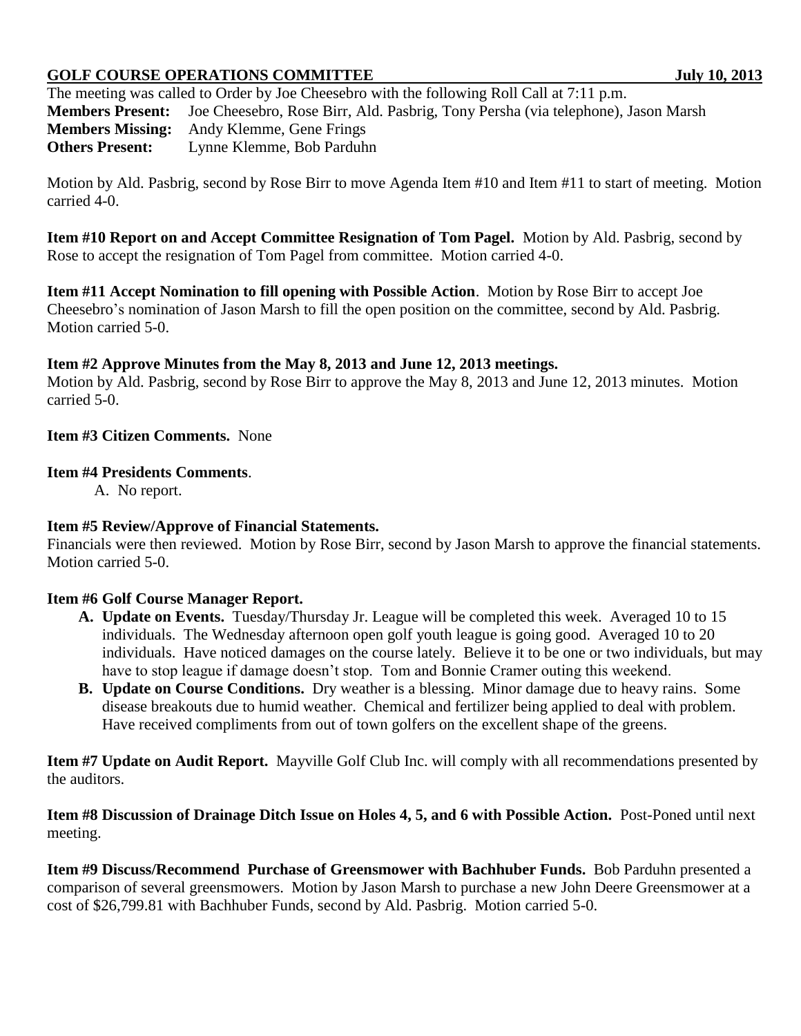**GOLF COURSE OPERATIONS COMMITTEE July 10, 2013**

The meeting was called to Order by Joe Cheesebro with the following Roll Call at 7:11 p.m.

**Members Present:** Joe Cheesebro, Rose Birr, Ald. Pasbrig, Tony Persha (via telephone), Jason Marsh
**Members Missing:** Andy Klemme, Gene Frings
**Others Present:** Lynne Klemme, Bob Parduhn

Motion by Ald. Pasbrig, second by Rose Birr to move Agenda Item #10 and Item #11 to start of meeting. Motion carried 4-0.

**Item #10 Report on and Accept Committee Resignation of Tom Pagel.** Motion by Ald. Pasbrig, second by Rose to accept the resignation of Tom Pagel from committee. Motion carried 4-0.

**Item #11 Accept Nomination to fill opening with Possible Action**. Motion by Rose Birr to accept Joe Cheesebro's nomination of Jason Marsh to fill the open position on the committee, second by Ald. Pasbrig. Motion carried 5-0.

**Item #2 Approve Minutes from the May 8, 2013 and June 12, 2013 meetings.**
Motion by Ald. Pasbrig, second by Rose Birr to approve the May 8, 2013 and June 12, 2013 minutes. Motion carried 5-0.

**Item #3 Citizen Comments.** None

**Item #4 Presidents Comments**.

A. No report.

**Item #5 Review/Approve of Financial Statements.**
Financials were then reviewed. Motion by Rose Birr, second by Jason Marsh to approve the financial statements. Motion carried 5-0.

**Item #6 Golf Course Manager Report.**

- **A. Update on Events.** Tuesday/Thursday Jr. League will be completed this week. Averaged 10 to 15 individuals. The Wednesday afternoon open golf youth league is going good. Averaged 10 to 20 individuals. Have noticed damages on the course lately. Believe it to be one or two individuals, but may have to stop league if damage doesn't stop. Tom and Bonnie Cramer outing this weekend.
- **B. Update on Course Conditions.** Dry weather is a blessing. Minor damage due to heavy rains. Some disease breakouts due to humid weather. Chemical and fertilizer being applied to deal with problem. Have received compliments from out of town golfers on the excellent shape of the greens.

**Item #7 Update on Audit Report.** Mayville Golf Club Inc. will comply with all recommendations presented by the auditors.

**Item #8 Discussion of Drainage Ditch Issue on Holes 4, 5, and 6 with Possible Action.** Post-Poned until next meeting.

**Item #9 Discuss/Recommend Purchase of Greensmower with Bachhuber Funds.** Bob Parduhn presented a comparison of several greensmowers. Motion by Jason Marsh to purchase a new John Deere Greensmower at a cost of $26,799.81 with Bachhuber Funds, second by Ald. Pasbrig. Motion carried 5-0.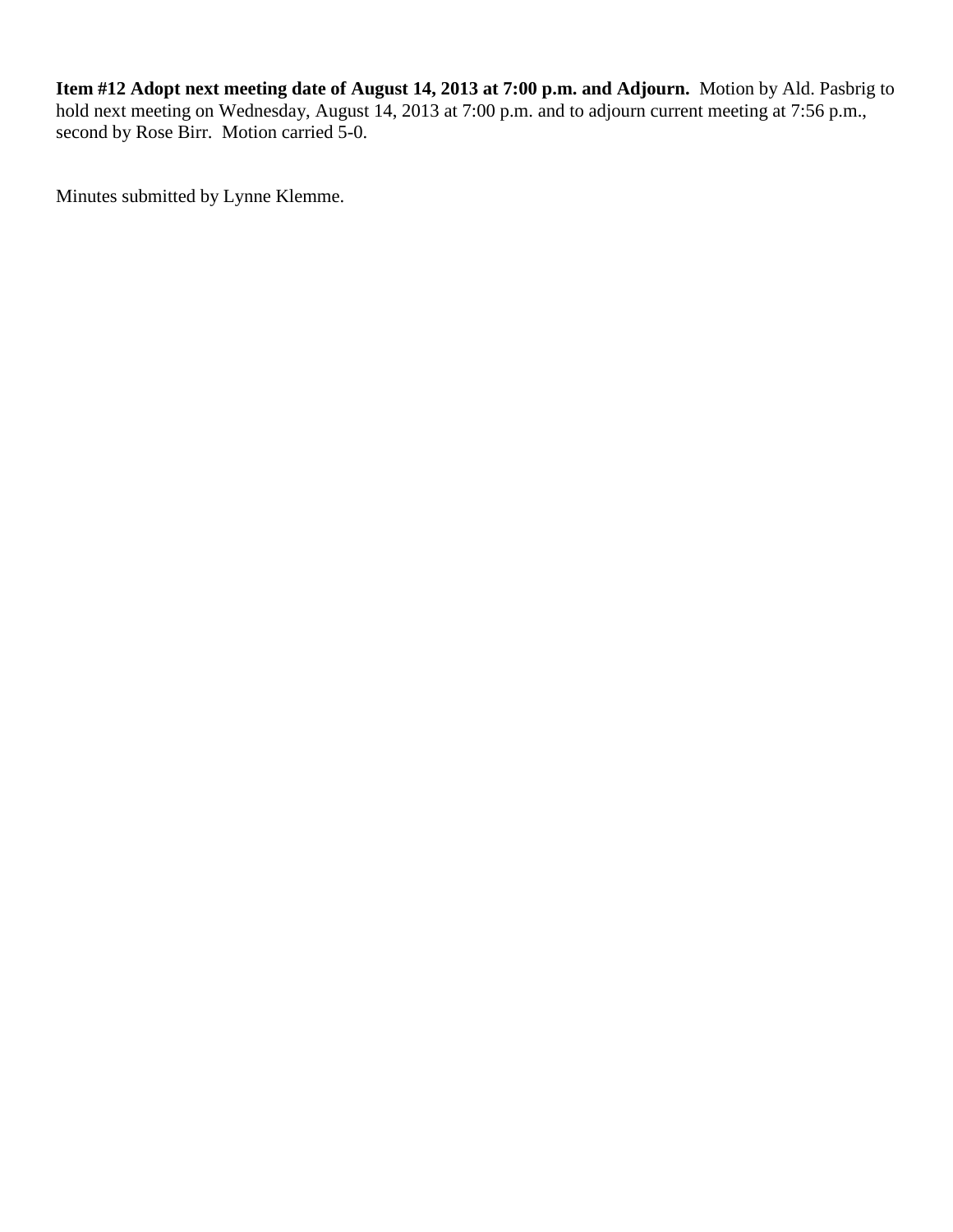**Item #12 Adopt next meeting date of August 14, 2013 at 7:00 p.m. and Adjourn.** Motion by Ald. Pasbrig to hold next meeting on Wednesday, August 14, 2013 at 7:00 p.m. and to adjourn current meeting at 7:56 p.m., second by Rose Birr. Motion carried 5-0.

Minutes submitted by Lynne Klemme.